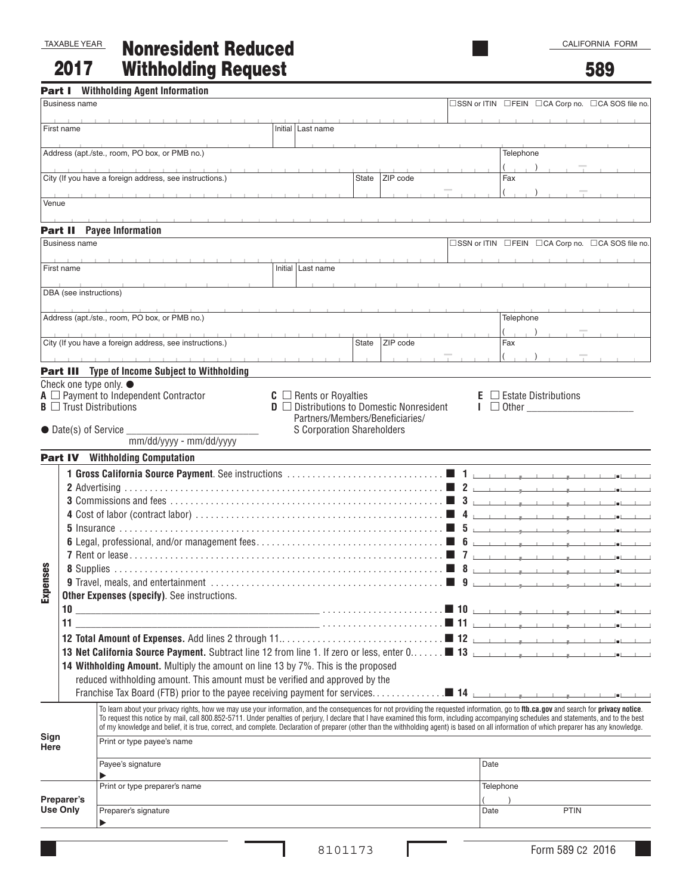TAXABLE YEAR

# 2017 Nonresident Reduced Withholding Request

CALIFORNIA FORM

**589**

## Part I Withholding Agent Information

Business name

☐ SSN or ITIN ☐ FEIN ☐ CA Corp no. ☐ CA SOS file no.

First name | Initial | Last name

Address (apt./ste., room, PO box, or PMB no.) | Telephone ( )

City (If you have a foreign address, see instructions.) | State | ZIP code | Fax ( )

Venue

## Part II Payee Information

Business name

☐ SSN or ITIN ☐ FEIN ☐ CA Corp no. ☐ CA SOS file no.

First name | Initial | Last name

DBA (see instructions)

Address (apt./ste., room, PO box, or PMB no.) | Telephone ( )

City (If you have a foreign address, see instructions.) | State | ZIP code | Fax ( )

## Part III Type of Income Subject to Withholding

Check one type only. ●

**A** ☐ Payment to Independent Contractor

**B** ☐ Trust Distributions

**C** ☐ Rents or Royalties

**D** ☐ Distributions to Domestic Nonresident Partners/Members/Beneficiaries/ S Corporation Shareholders

**E** ☐ Estate Distributions

**I** ☐ Other ___________________

● Date(s) of Service ________________________
mm/dd/yyyy - mm/dd/yyyy

## Part IV Withholding Computation

| | | |
|---|---|---|
| **1 Gross California Source Payment**. See instructions | 1 | |
| **Expenses** | | |
| 2 Advertising | 2 | |
| 3 Commissions and fees | 3 | |
| 4 Cost of labor (contract labor) | 4 | |
| 5 Insurance | 5 | |
| 6 Legal, professional, and/or management fees | 6 | |
| 7 Rent or lease | 7 | |
| 8 Supplies | 8 | |
| 9 Travel, meals, and entertainment | 9 | |
| **Other Expenses (specify)**. See instructions. | | |
| 10 ______________________________ | 10 | |
| 11 ______________________________ | 11 | |
| **12 Total Amount of Expenses.** Add lines 2 through 11. | 12 | |
| **13 Net California Source Payment.** Subtract line 12 from line 1. If zero or less, enter 0. | 13 | |
| **14 Withholding Amount.** Multiply the amount on line 13 by 7%. This is the proposed reduced withholding amount. This amount must be verified and approved by the Franchise Tax Board (FTB) prior to the payee receiving payment for services. | 14 | |

To learn about your privacy rights, how we may use your information, and the consequences for not providing the requested information, go to **ftb.ca.gov** and search for **privacy notice**. To request this notice by mail, call 800.852-5711. Under penalties of perjury, I declare that I have examined this form, including accompanying schedules and statements, and to the best of my knowledge and belief, it is true, correct, and complete. Declaration of preparer (other than the withholding agent) is based on all information of which preparer has any knowledge.

**Sign Here**

Print or type payee's name

Payee's signature ▶ | Date

**Preparer's Use Only**

Print or type preparer's name | Telephone ( )

Preparer's signature ▶ | Date | PTIN

8101173

Form 589 C2 2016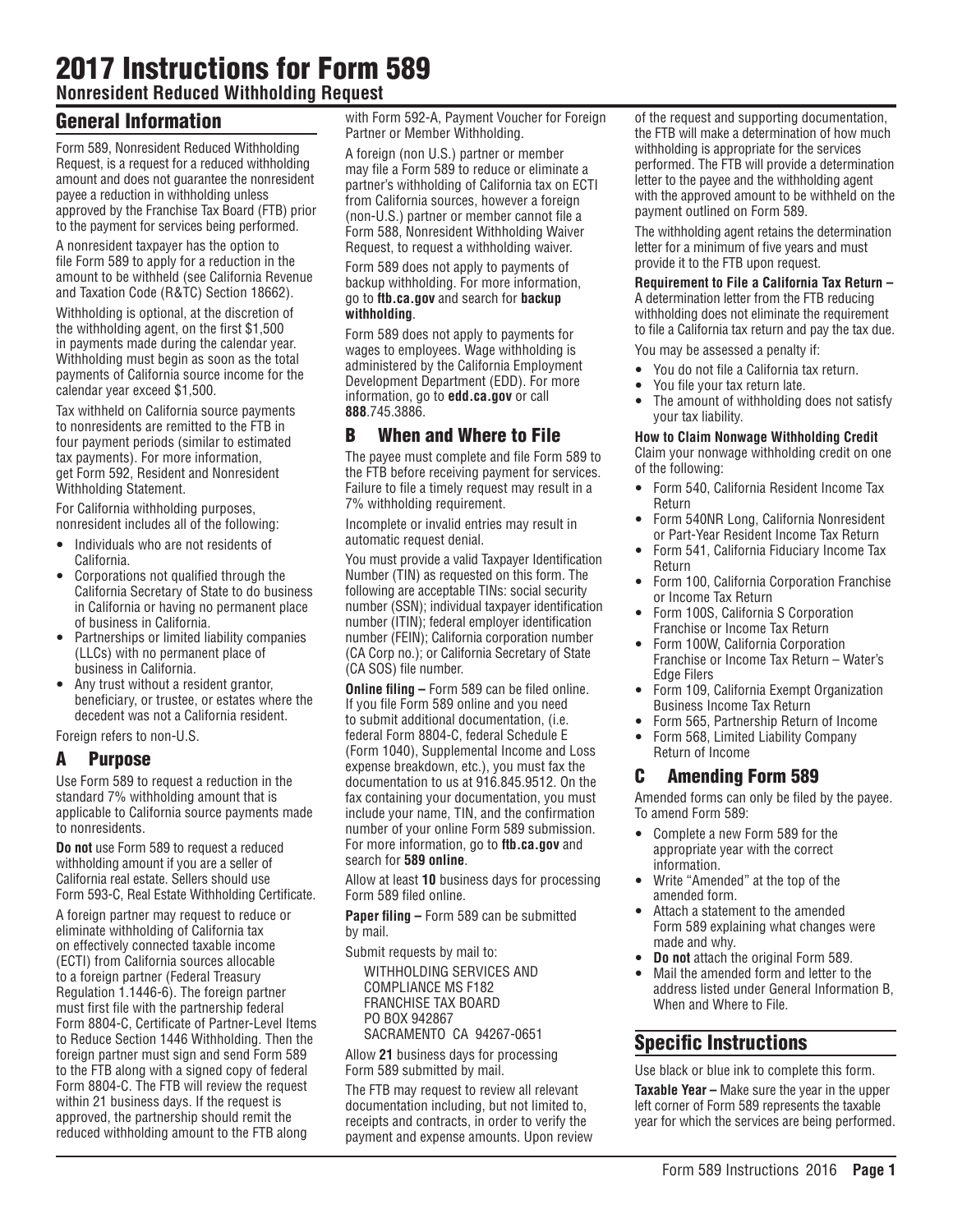# 2017 Instructions for Form 589

## Nonresident Reduced Withholding Request

## General Information

Form 589, Nonresident Reduced Withholding Request, is a request for a reduced withholding amount and does not guarantee the nonresident payee a reduction in withholding unless approved by the Franchise Tax Board (FTB) prior to the payment for services being performed.

A nonresident taxpayer has the option to file Form 589 to apply for a reduction in the amount to be withheld (see California Revenue and Taxation Code (R&TC) Section 18662).

Withholding is optional, at the discretion of the withholding agent, on the first $1,500 in payments made during the calendar year. Withholding must begin as soon as the total payments of California source income for the calendar year exceed $1,500.

Tax withheld on California source payments to nonresidents are remitted to the FTB in four payment periods (similar to estimated tax payments). For more information, get Form 592, Resident and Nonresident Withholding Statement.

For California withholding purposes, nonresident includes all of the following:

- Individuals who are not residents of California.
- Corporations not qualified through the California Secretary of State to do business in California or having no permanent place of business in California.
- Partnerships or limited liability companies (LLCs) with no permanent place of business in California.
- Any trust without a resident grantor, beneficiary, or trustee, or estates where the decedent was not a California resident.

Foreign refers to non-U.S.

## A Purpose

Use Form 589 to request a reduction in the standard 7% withholding amount that is applicable to California source payments made to nonresidents.

**Do not** use Form 589 to request a reduced withholding amount if you are a seller of California real estate. Sellers should use Form 593-C, Real Estate Withholding Certificate.

A foreign partner may request to reduce or eliminate withholding of California tax on effectively connected taxable income (ECTI) from California sources allocable to a foreign partner (Federal Treasury Regulation 1.1446-6). The foreign partner must first file with the partnership federal Form 8804-C, Certificate of Partner-Level Items to Reduce Section 1446 Withholding. Then the foreign partner must sign and send Form 589 to the FTB along with a signed copy of federal Form 8804-C. The FTB will review the request within 21 business days. If the request is approved, the partnership should remit the reduced withholding amount to the FTB along with Form 592-A, Payment Voucher for Foreign Partner or Member Withholding.

A foreign (non U.S.) partner or member may file a Form 589 to reduce or eliminate a partner's withholding of California tax on ECTI from California sources, however a foreign (non-U.S.) partner or member cannot file a Form 588, Nonresident Withholding Waiver Request, to request a withholding waiver.

Form 589 does not apply to payments of backup withholding. For more information, go to **ftb.ca.gov** and search for **backup withholding**.

Form 589 does not apply to payments for wages to employees. Wage withholding is administered by the California Employment Development Department (EDD). For more information, go to **edd.ca.gov** or call **888**.745.3886.

## B When and Where to File

The payee must complete and file Form 589 to the FTB before receiving payment for services. Failure to file a timely request may result in a 7% withholding requirement.

Incomplete or invalid entries may result in automatic request denial.

You must provide a valid Taxpayer Identification Number (TIN) as requested on this form. The following are acceptable TINs: social security number (SSN); individual taxpayer identification number (ITIN); federal employer identification number (FEIN); California corporation number (CA Corp no.); or California Secretary of State (CA SOS) file number.

**Online filing –** Form 589 can be filed online. If you file Form 589 online and you need to submit additional documentation, (i.e. federal Form 8804-C, federal Schedule E (Form 1040), Supplemental Income and Loss expense breakdown, etc.), you must fax the documentation to us at 916.845.9512. On the fax containing your documentation, you must include your name, TIN, and the confirmation number of your online Form 589 submission. For more information, go to **ftb.ca.gov** and search for **589 online**.

Allow at least **10** business days for processing Form 589 filed online.

**Paper filing –** Form 589 can be submitted by mail.

Submit requests by mail to:

WITHHOLDING SERVICES AND
COMPLIANCE MS F182
FRANCHISE TAX BOARD
PO BOX 942867
SACRAMENTO CA 94267-0651

Allow **21** business days for processing Form 589 submitted by mail.

The FTB may request to review all relevant documentation including, but not limited to, receipts and contracts, in order to verify the payment and expense amounts. Upon review of the request and supporting documentation, the FTB will make a determination of how much withholding is appropriate for the services performed. The FTB will provide a determination letter to the payee and the withholding agent with the approved amount to be withheld on the payment outlined on Form 589.

The withholding agent retains the determination letter for a minimum of five years and must provide it to the FTB upon request.

**Requirement to File a California Tax Return –** A determination letter from the FTB reducing withholding does not eliminate the requirement to file a California tax return and pay the tax due.

You may be assessed a penalty if:

- You do not file a California tax return.
- You file your tax return late.
- The amount of withholding does not satisfy your tax liability.

**How to Claim Nonwage Withholding Credit**
Claim your nonwage withholding credit on one of the following:

- Form 540, California Resident Income Tax Return
- Form 540NR Long, California Nonresident or Part-Year Resident Income Tax Return
- Form 541, California Fiduciary Income Tax Return
- Form 100, California Corporation Franchise or Income Tax Return
- Form 100S, California S Corporation Franchise or Income Tax Return
- Form 100W, California Corporation Franchise or Income Tax Return – Water's Edge Filers
- Form 109, California Exempt Organization Business Income Tax Return
- Form 565, Partnership Return of Income
- Form 568, Limited Liability Company Return of Income

## C Amending Form 589

Amended forms can only be filed by the payee. To amend Form 589:

- Complete a new Form 589 for the appropriate year with the correct information.
- Write "Amended" at the top of the amended form.
- Attach a statement to the amended Form 589 explaining what changes were made and why.
- **Do not** attach the original Form 589.
- Mail the amended form and letter to the address listed under General Information B, When and Where to File.

## Specific Instructions

Use black or blue ink to complete this form.

**Taxable Year –** Make sure the year in the upper left corner of Form 589 represents the taxable year for which the services are being performed.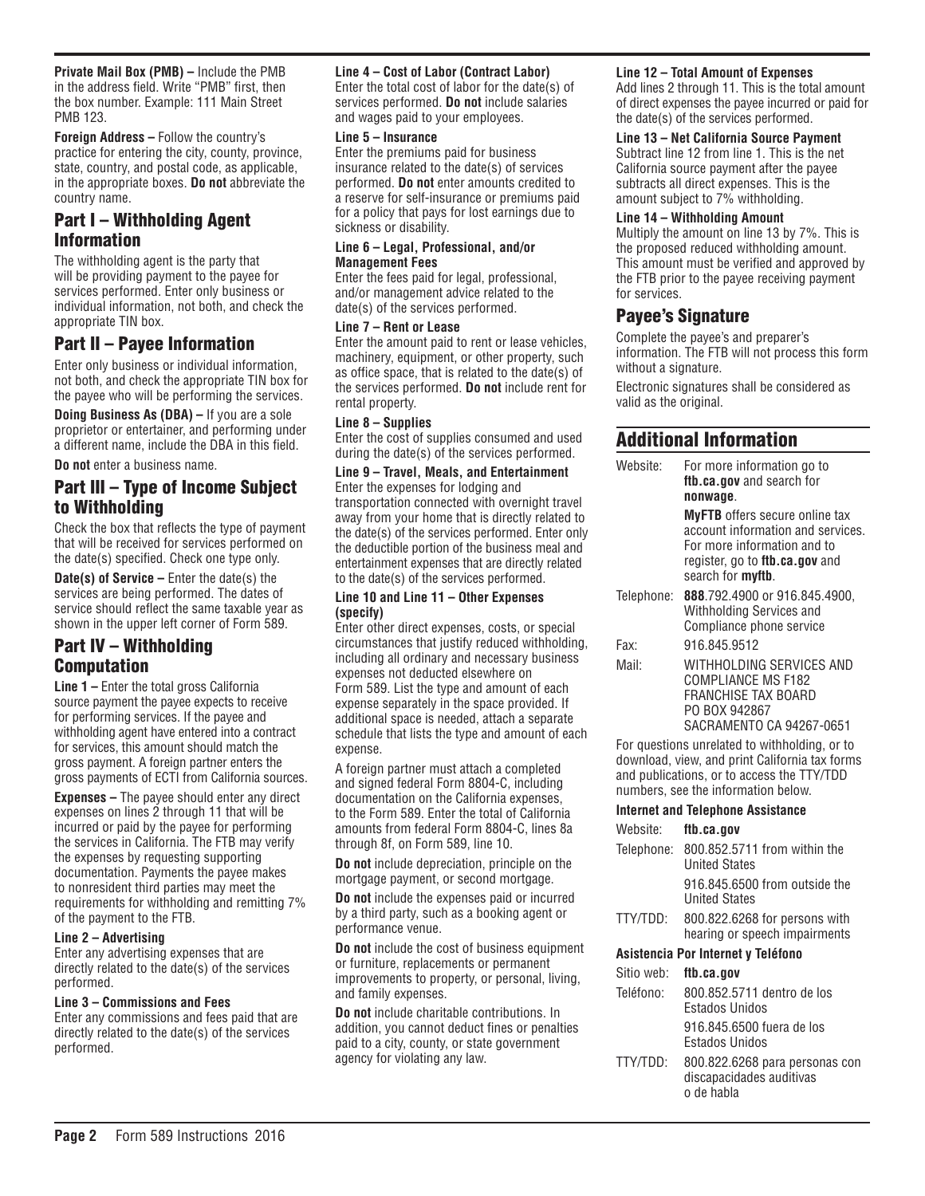**Private Mail Box (PMB) –** Include the PMB in the address field. Write "PMB" first, then the box number. Example: 111 Main Street PMB 123.

**Foreign Address –** Follow the country's practice for entering the city, county, province, state, country, and postal code, as applicable, in the appropriate boxes. **Do not** abbreviate the country name.

## Part I – Withholding Agent Information

The withholding agent is the party that will be providing payment to the payee for services performed. Enter only business or individual information, not both, and check the appropriate TIN box.

## Part II – Payee Information

Enter only business or individual information, not both, and check the appropriate TIN box for the payee who will be performing the services.

**Doing Business As (DBA) –** If you are a sole proprietor or entertainer, and performing under a different name, include the DBA in this field.

**Do not** enter a business name.

## Part III – Type of Income Subject to Withholding

Check the box that reflects the type of payment that will be received for services performed on the date(s) specified. Check one type only.

**Date(s) of Service –** Enter the date(s) the services are being performed. The dates of service should reflect the same taxable year as shown in the upper left corner of Form 589.

## Part IV – Withholding Computation

**Line 1 –** Enter the total gross California source payment the payee expects to receive for performing services. If the payee and withholding agent have entered into a contract for services, this amount should match the gross payment. A foreign partner enters the gross payments of ECTI from California sources.

**Expenses –** The payee should enter any direct expenses on lines 2 through 11 that will be incurred or paid by the payee for performing the services in California. The FTB may verify the expenses by requesting supporting documentation. Payments the payee makes to nonresident third parties may meet the requirements for withholding and remitting 7% of the payment to the FTB.

**Line 2 – Advertising**

Enter any advertising expenses that are directly related to the date(s) of the services performed.

**Line 3 – Commissions and Fees**

Enter any commissions and fees paid that are directly related to the date(s) of the services performed.

**Line 4 – Cost of Labor (Contract Labor)**

Enter the total cost of labor for the date(s) of services performed. **Do not** include salaries and wages paid to your employees.

**Line 5 – Insurance**

Enter the premiums paid for business insurance related to the date(s) of services performed. **Do not** enter amounts credited to a reserve for self-insurance or premiums paid for a policy that pays for lost earnings due to sickness or disability.

**Line 6 – Legal, Professional, and/or Management Fees**

Enter the fees paid for legal, professional, and/or management advice related to the date(s) of the services performed.

**Line 7 – Rent or Lease**

Enter the amount paid to rent or lease vehicles, machinery, equipment, or other property, such as office space, that is related to the date(s) of the services performed. **Do not** include rent for rental property.

**Line 8 – Supplies**

Enter the cost of supplies consumed and used during the date(s) of the services performed.

**Line 9 – Travel, Meals, and Entertainment**

Enter the expenses for lodging and transportation connected with overnight travel away from your home that is directly related to the date(s) of the services performed. Enter only the deductible portion of the business meal and entertainment expenses that are directly related to the date(s) of the services performed.

**Line 10 and Line 11 – Other Expenses (specify)**

Enter other direct expenses, costs, or special circumstances that justify reduced withholding, including all ordinary and necessary business expenses not deducted elsewhere on Form 589. List the type and amount of each expense separately in the space provided. If additional space is needed, attach a separate schedule that lists the type and amount of each expense.

A foreign partner must attach a completed and signed federal Form 8804-C, including documentation on the California expenses, to the Form 589. Enter the total of California amounts from federal Form 8804-C, lines 8a through 8f, on Form 589, line 10.

**Do not** include depreciation, principle on the mortgage payment, or second mortgage.

**Do not** include the expenses paid or incurred by a third party, such as a booking agent or performance venue.

**Do not** include the cost of business equipment or furniture, replacements or permanent improvements to property, or personal, living, and family expenses.

**Do not** include charitable contributions. In addition, you cannot deduct fines or penalties paid to a city, county, or state government agency for violating any law.

**Line 12 – Total Amount of Expenses**

Add lines 2 through 11. This is the total amount of direct expenses the payee incurred or paid for the date(s) of the services performed.

**Line 13 – Net California Source Payment**

Subtract line 12 from line 1. This is the net California source payment after the payee subtracts all direct expenses. This is the amount subject to 7% withholding.

**Line 14 – Withholding Amount**

Multiply the amount on line 13 by 7%. This is the proposed reduced withholding amount. This amount must be verified and approved by the FTB prior to the payee receiving payment for services.

## Payee's Signature

Complete the payee's and preparer's information. The FTB will not process this form without a signature.

Electronic signatures shall be considered as valid as the original.

# Additional Information

| | |
|---|---|
| Website: | For more information go to **ftb.ca.gov** and search for **nonwage**. |
| | **MyFTB** offers secure online tax account information and services. For more information and to register, go to **ftb.ca.gov** and search for **myftb**. |
| Telephone: | **888**.792.4900 or 916.845.4900, Withholding Services and Compliance phone service |
| Fax: | 916.845.9512 |
| Mail: | WITHHOLDING SERVICES AND COMPLIANCE MS F182<br>FRANCHISE TAX BOARD<br>PO BOX 942867<br>SACRAMENTO CA 94267-0651 |

For questions unrelated to withholding, or to download, view, and print California tax forms and publications, or to access the TTY/TDD numbers, see the information below.

**Internet and Telephone Assistance**

| | |
|---|---|
| Website: | **ftb.ca.gov** |
| Telephone: | 800.852.5711 from within the United States |
| | 916.845.6500 from outside the United States |
| TTY/TDD: | 800.822.6268 for persons with hearing or speech impairments |

**Asistencia Por Internet y Teléfono**

| | |
|---|---|
| Sitio web: | **ftb.ca.gov** |
| Teléfono: | 800.852.5711 dentro de los Estados Unidos |
| | 916.845.6500 fuera de los Estados Unidos |
| TTY/TDD: | 800.822.6268 para personas con discapacidades auditivas o de habla |